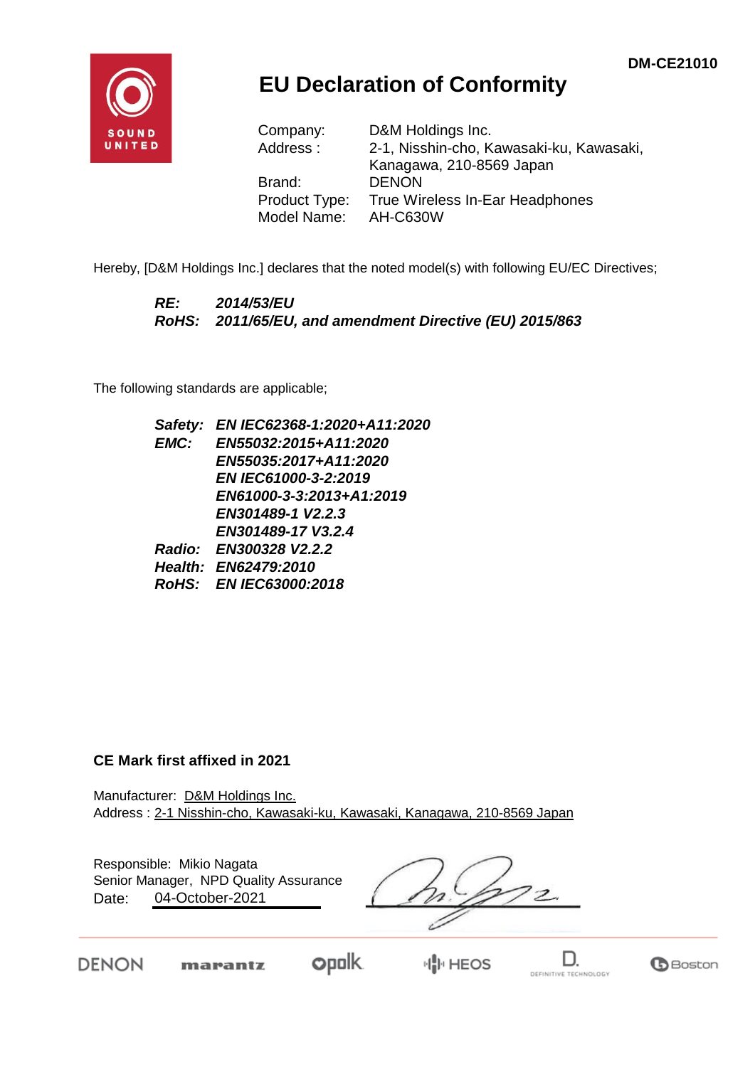DM-CE21010

# EU Declaration of Conformity

Company: D&M Holdings Inc.
Address : 2-1, Nisshin-cho, Kawasaki-ku, Kawasaki, Kanagawa, 210-8569 Japan
Brand: DENON
Product Type: True Wireless In-Ear Headphones
Model Name: AH-C630W

Hereby, [D&M Holdings Inc.] declares that the noted model(s) with following EU/EC Directives;

***RE:*** ***2014/53/EU***
***RoHS:*** ***2011/65/EU, and amendment Directive (EU) 2015/863***

The following standards are applicable;

***Safety:*** ***EN IEC62368-1:2020+A11:2020***
***EMC:*** ***EN55032:2015+A11:2020***
***EN55035:2017+A11:2020***
***EN IEC61000-3-2:2019***
***EN61000-3-3:2013+A1:2019***
***EN301489-1 V2.2.3***
***EN301489-17 V3.2.4***
***Radio:*** ***EN300328 V2.2.2***
***Health:*** ***EN62479:2010***
***RoHS:*** ***EN IEC63000:2018***

**CE Mark first affixed in 2021**

Manufacturer: D&M Holdings Inc.
Address : 2-1 Nisshin-cho, Kawasaki-ku, Kawasaki, Kanagawa, 210-8569 Japan

Responsible: Mikio Nagata
Senior Manager, NPD Quality Assurance
Date: 04-October-2021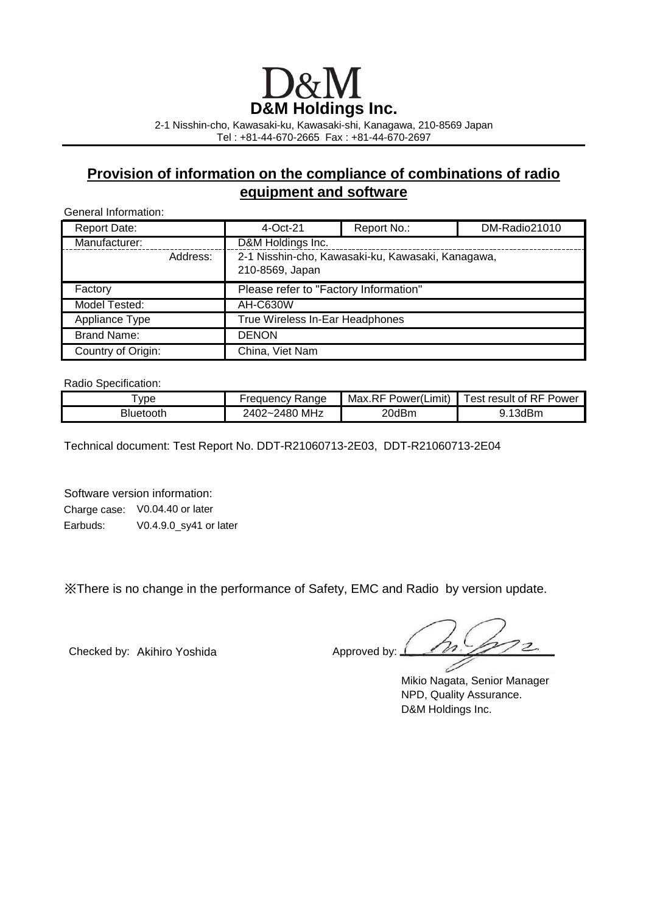D&M

**D&M Holdings Inc.**

2-1 Nisshin-cho, Kawasaki-ku, Kawasaki-shi, Kanagawa, 210-8569 Japan
Tel : +81-44-670-2665 Fax : +81-44-670-2697

## Provision of information on the compliance of combinations of radio equipment and software

General Information:

| | | | |
|---|---|---|---|
| Report Date: | 4-Oct-21 | Report No.: | DM-Radio21010 |
| Manufacturer: | D&M Holdings Inc. | | |
| Address: | 2-1 Nisshin-cho, Kawasaki-ku, Kawasaki, Kanagawa, 210-8569, Japan | | |
| Factory | Please refer to "Factory Information" | | |
| Model Tested: | AH-C630W | | |
| Appliance Type | True Wireless In-Ear Headphones | | |
| Brand Name: | DENON | | |
| Country of Origin: | China, Viet Nam | | |

Radio Specification:

| Type | Frequency Range | Max.RF Power(Limit) | Test result of RF Power |
|---|---|---|---|
| Bluetooth | 2402~2480 MHz | 20dBm | 9.13dBm |

Technical document: Test Report No. DDT-R21060713-2E03, DDT-R21060713-2E04

Software version information:

Charge case: V0.04.40 or later

Earbuds: V0.4.9.0_sy41 or later

※There is no change in the performance of Safety, EMC and Radio by version update.

Checked by: Akihiro Yoshida

Approved by:

Mikio Nagata, Senior Manager
NPD, Quality Assurance.
D&M Holdings Inc.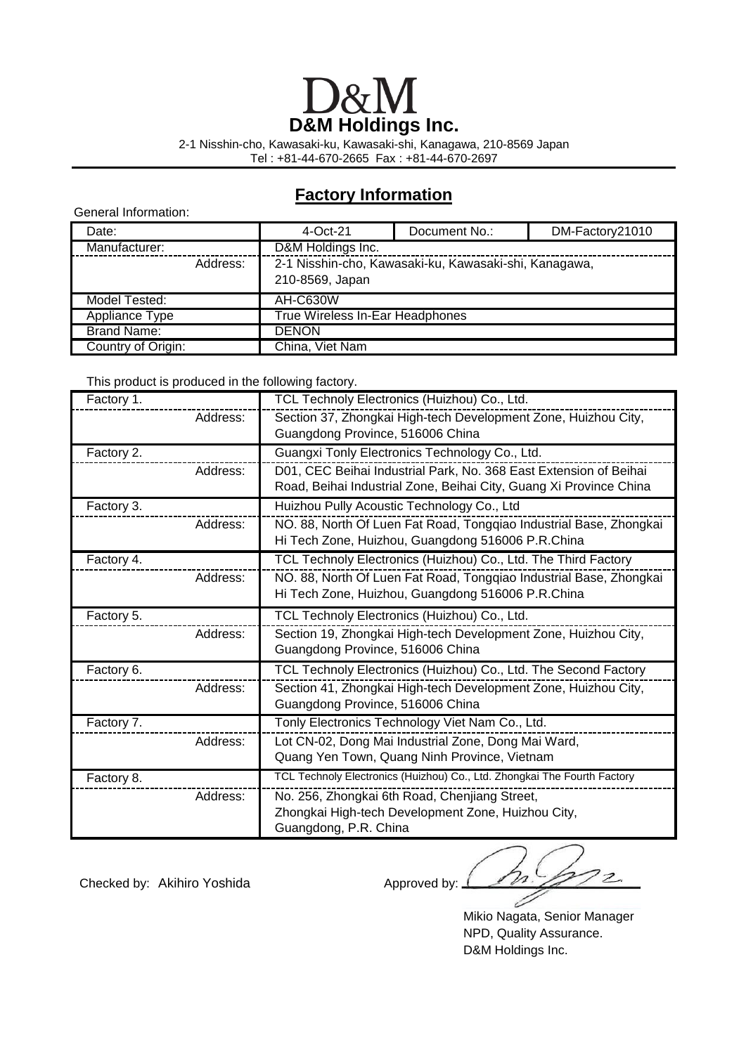# D&M

**D&M Holdings Inc.**

2-1 Nisshin-cho, Kawasaki-ku, Kawasaki-shi, Kanagawa, 210-8569 Japan
Tel : +81-44-670-2665 Fax : +81-44-670-2697

## Factory Information

General Information:

| | | | |
|---|---|---|---|
| Date: | 4-Oct-21 | Document No.: | DM-Factory21010 |
| Manufacturer: | D&M Holdings Inc. | | |
| Address: | 2-1 Nisshin-cho, Kawasaki-ku, Kawasaki-shi, Kanagawa, 210-8569, Japan | | |
| Model Tested: | AH-C630W | | |
| Appliance Type | True Wireless In-Ear Headphones | | |
| Brand Name: | DENON | | |
| Country of Origin: | China, Viet Nam | | |

This product is produced in the following factory.

| | |
|---|---|
| Factory 1. | TCL Technoly Electronics (Huizhou) Co., Ltd. |
| Address: | Section 37, Zhongkai High-tech Development Zone, Huizhou City, Guangdong Province, 516006 China |
| Factory 2. | Guangxi Tonly Electronics Technology Co., Ltd. |
| Address: | D01, CEC Beihai Industrial Park, No. 368 East Extension of Beihai Road, Beihai Industrial Zone, Beihai City, Guang Xi Province China |
| Factory 3. | Huizhou Pully Acoustic Technology Co., Ltd |
| Address: | NO. 88, North Of Luen Fat Road, Tongqiao Industrial Base, Zhongkai Hi Tech Zone, Huizhou, Guangdong 516006 P.R.China |
| Factory 4. | TCL Technoly Electronics (Huizhou) Co., Ltd. The Third Factory |
| Address: | NO. 88, North Of Luen Fat Road, Tongqiao Industrial Base, Zhongkai Hi Tech Zone, Huizhou, Guangdong 516006 P.R.China |
| Factory 5. | TCL Technoly Electronics (Huizhou) Co., Ltd. |
| Address: | Section 19, Zhongkai High-tech Development Zone, Huizhou City, Guangdong Province, 516006 China |
| Factory 6. | TCL Technoly Electronics (Huizhou) Co., Ltd. The Second Factory |
| Address: | Section 41, Zhongkai High-tech Development Zone, Huizhou City, Guangdong Province, 516006 China |
| Factory 7. | Tonly Electronics Technology Viet Nam Co., Ltd. |
| Address: | Lot CN-02, Dong Mai Industrial Zone, Dong Mai Ward, Quang Yen Town, Quang Ninh Province, Vietnam |
| Factory 8. | TCL Technoly Electronics (Huizhou) Co., Ltd. Zhongkai The Fourth Factory |
| Address: | No. 256, Zhongkai 6th Road, Chenjiang Street, Zhongkai High-tech Development Zone, Huizhou City, Guangdong, P.R. China |

Checked by: Akihiro Yoshida

Approved by:

Mikio Nagata, Senior Manager
NPD, Quality Assurance.
D&M Holdings Inc.